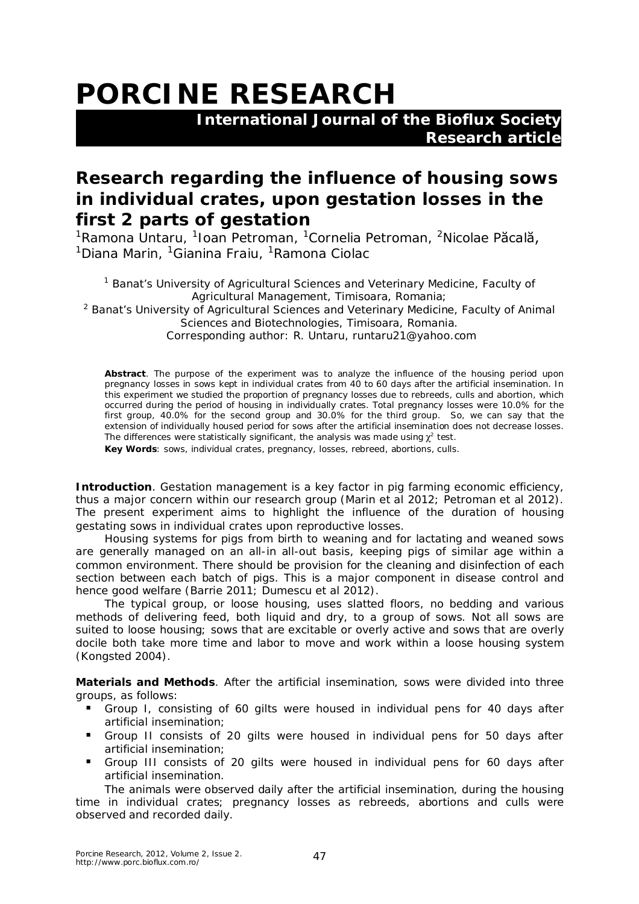# PORCINE RESEARCH

**International Journal of the Bioflux Society**
**Research article**

## Research regarding the influence of housing sows in individual crates, upon gestation losses in the first 2 parts of gestation

[1]Ramona Untaru, [1]Ioan Petroman, [1]Cornelia Petroman, [2]Nicolae Păcală, [1]Diana Marin, [1]Gianina Fraiu, [1]Ramona Ciolac

[1] Banat's University of Agricultural Sciences and Veterinary Medicine, Faculty of Agricultural Management, Timisoara, Romania;
[2] Banat's University of Agricultural Sciences and Veterinary Medicine, Faculty of Animal Sciences and Biotechnologies, Timisoara, Romania.
Corresponding author: R. Untaru, runtaru21@yahoo.com

**Abstract**. The purpose of the experiment was to analyze the influence of the housing period upon pregnancy losses in sows kept in individual crates from 40 to 60 days after the artificial insemination. In this experiment we studied the proportion of pregnancy losses due to rebreeds, culls and abortion, which occurred during the period of housing in individually crates. Total pregnancy losses were 10.0% for the first group, 40.0% for the second group and 30.0% for the third group. So, we can say that the extension of individually housed period for sows after the artificial insemination does not decrease losses. The differences were statistically significant, the analysis was made using $\chi^2$ test.

**Key Words**: sows, individual crates, pregnancy, losses, rebreed, abortions, culls.

**Introduction**. Gestation management is a key factor in pig farming economic efficiency, thus a major concern within our research group (Marin et al 2012; Petroman et al 2012). The present experiment aims to highlight the influence of the duration of housing gestating sows in individual crates upon reproductive losses.

Housing systems for pigs from birth to weaning and for lactating and weaned sows are generally managed on an all-in all-out basis, keeping pigs of similar age within a common environment. There should be provision for the cleaning and disinfection of each section between each batch of pigs. This is a major component in disease control and hence good welfare (Barrie 2011; Dumescu et al 2012).

The typical group, or loose housing, uses slatted floors, no bedding and various methods of delivering feed, both liquid and dry, to a group of sows. Not all sows are suited to loose housing; sows that are excitable or overly active and sows that are overly docile both take more time and labor to move and work within a loose housing system (Kongsted 2004).

**Materials and Methods**. After the artificial insemination, sows were divided into three groups, as follows:

- Group I, consisting of 60 gilts were housed in individual pens for 40 days after artificial insemination;
- Group II consists of 20 gilts were housed in individual pens for 50 days after artificial insemination;
- Group III consists of 20 gilts were housed in individual pens for 60 days after artificial insemination.

The animals were observed daily after the artificial insemination, during the housing time in individual crates; pregnancy losses as rebreeds, abortions and culls were observed and recorded daily.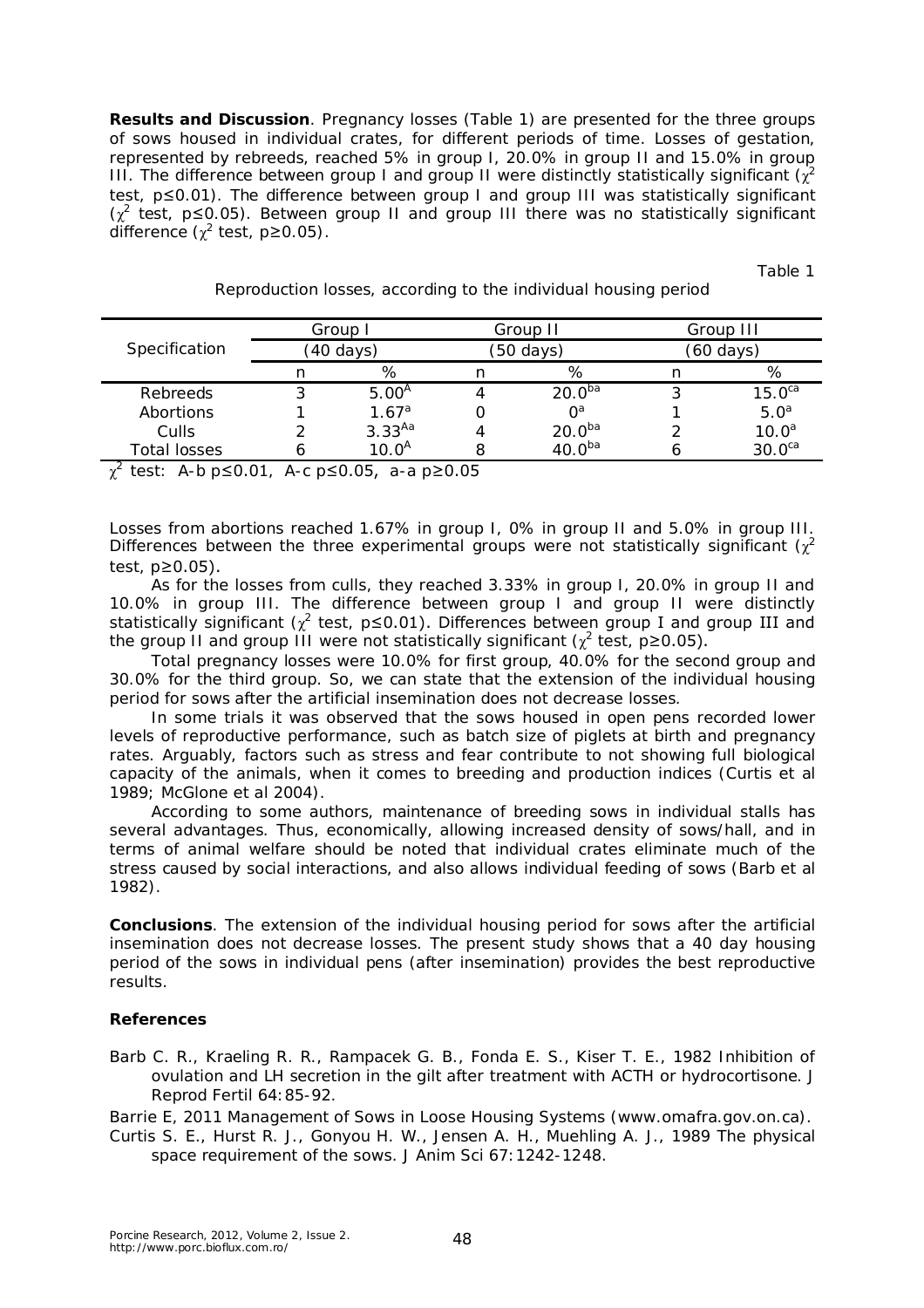**Results and Discussion**. Pregnancy losses (Table 1) are presented for the three groups of sows housed in individual crates, for different periods of time. Losses of gestation, represented by rebreeds, reached 5% in group I, 20.0% in group II and 15.0% in group III. The difference between group I and group II were distinctly statistically significant ($\chi^2$ test, $p \leq 0.01$). The difference between group I and group III was statistically significant ($\chi^2$ test, $p \leq 0.05$). Between group II and group III there was no statistically significant difference ($\chi^2$ test, $p \geq 0.05$).

Table 1

Reproduction losses, according to the individual housing period

| Specification | Group I (40 days) | | Group II (50 days) | | Group III (60 days) | |
|---|---|---|---|---|---|---|
| | n | % | n | % | n | % |
| Rebreeds | 3 | $5.00^{A}$ | 4 | $20.0^{ba}$ | 3 | $15.0^{ca}$ |
| Abortions | 1 | $1.67^{a}$ | 0 | $0^{a}$ | 1 | $5.0^{a}$ |
| Culls | 2 | $3.33^{Aa}$ | 4 | $20.0^{ba}$ | 2 | $10.0^{a}$ |
| Total losses | 6 | $10.0^{A}$ | 8 | $40.0^{ba}$ | 6 | $30.0^{ca}$ |

$\chi^2$ test: A-b $p \leq 0.01$, A-c $p \leq 0.05$, a-a $p \geq 0.05$

Losses from abortions reached 1.67% in group I, 0% in group II and 5.0% in group III. Differences between the three experimental groups were not statistically significant ($\chi^2$ test, $p \geq 0.05$).

As for the losses from culls, they reached 3.33% in group I, 20.0% in group II and 10.0% in group III. The difference between group I and group II were distinctly statistically significant ($\chi^2$ test, $p \leq 0.01$). Differences between group I and group III and the group II and group III were not statistically significant ($\chi^2$ test, $p \geq 0.05$).

Total pregnancy losses were 10.0% for first group, 40.0% for the second group and 30.0% for the third group. So, we can state that the extension of the individual housing period for sows after the artificial insemination does not decrease losses.

In some trials it was observed that the sows housed in open pens recorded lower levels of reproductive performance, such as batch size of piglets at birth and pregnancy rates. Arguably, factors such as stress and fear contribute to not showing full biological capacity of the animals, when it comes to breeding and production indices (Curtis et al 1989; McGlone et al 2004).

According to some authors, maintenance of breeding sows in individual stalls has several advantages. Thus, economically, allowing increased density of sows/hall, and in terms of animal welfare should be noted that individual crates eliminate much of the stress caused by social interactions, and also allows individual feeding of sows (Barb et al 1982).

**Conclusions**. The extension of the individual housing period for sows after the artificial insemination does not decrease losses. The present study shows that a 40 day housing period of the sows in individual pens (after insemination) provides the best reproductive results.

**References**

Barb C. R., Kraeling R. R., Rampacek G. B., Fonda E. S., Kiser T. E., 1982 Inhibition of ovulation and LH secretion in the gilt after treatment with ACTH or hydrocortisone. J Reprod Fertil 64:85-92.

Barrie E, 2011 Management of Sows in Loose Housing Systems (www.omafra.gov.on.ca).

Curtis S. E., Hurst R. J., Gonyou H. W., Jensen A. H., Muehling A. J., 1989 The physical space requirement of the sows. J Anim Sci 67:1242-1248.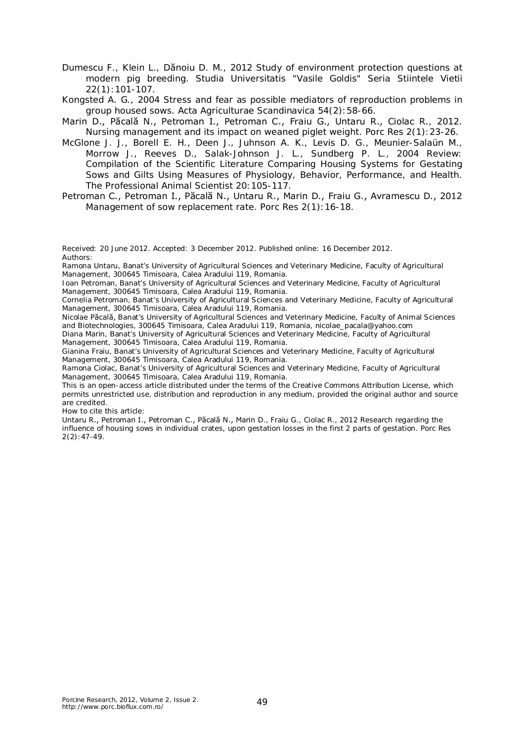Dumescu F., Klein L., Dănoiu D. M., 2012 Study of environment protection questions at modern pig breeding. Studia Universitatis "Vasile Goldis" Seria Stiintele Vietii 22(1):101-107.

Kongsted A. G., 2004 Stress and fear as possible mediators of reproduction problems in group housed sows. Acta Agriculturae Scandinavica 54(2):58-66.

Marin D., Păcală N., Petroman I., Petroman C., Fraiu G., Untaru R., Ciolac R., 2012. Nursing management and its impact on weaned piglet weight. Porc Res 2(1):23-26.

McGlone J. J., Borell E. H., Deen J., Juhnson A. K., Levis D. G., Meunier-Salaün M., Morrow J., Reeves D., Salak-Johnson J. L., Sundberg P. L., 2004 Review: Compilation of the Scientific Literature Comparing Housing Systems for Gestating Sows and Gilts Using Measures of Physiology, Behavior, Performance, and Health. The Professional Animal Scientist 20:105-117.

Petroman C., Petroman I., Păcală N., Untaru R., Marin D., Fraiu G., Avramescu D., 2012 Management of sow replacement rate. Porc Res 2(1):16-18.

Received: 20 June 2012. Accepted: 3 December 2012. Published online: 16 December 2012.

Authors:

Ramona Untaru, Banat's University of Agricultural Sciences and Veterinary Medicine, Faculty of Agricultural Management, 300645 Timisoara, Calea Aradului 119, Romania.

Ioan Petroman, Banat's University of Agricultural Sciences and Veterinary Medicine, Faculty of Agricultural Management, 300645 Timisoara, Calea Aradului 119, Romania.

Cornelia Petroman, Banat's University of Agricultural Sciences and Veterinary Medicine, Faculty of Agricultural Management, 300645 Timisoara, Calea Aradului 119, Romania.

Nicolae Păcală, Banat's University of Agricultural Sciences and Veterinary Medicine, Faculty of Animal Sciences and Biotechnologies, 300645 Timisoara, Calea Aradului 119, Romania, nicolae_pacala@yahoo.com

Diana Marin, Banat's University of Agricultural Sciences and Veterinary Medicine, Faculty of Agricultural Management, 300645 Timisoara, Calea Aradului 119, Romania.

Gianina Fraiu, Banat's University of Agricultural Sciences and Veterinary Medicine, Faculty of Agricultural Management, 300645 Timisoara, Calea Aradului 119, Romania.

Ramona Ciolac, Banat's University of Agricultural Sciences and Veterinary Medicine, Faculty of Agricultural Management, 300645 Timisoara, Calea Aradului 119, Romania.

This is an open-access article distributed under the terms of the Creative Commons Attribution License, which permits unrestricted use, distribution and reproduction in any medium, provided the original author and source are credited.

How to cite this article:

Untaru R., Petroman I., Petroman C., Păcală N., Marin D., Fraiu G., Ciolac R., 2012 Research regarding the influence of housing sows in individual crates, upon gestation losses in the first 2 parts of gestation. Porc Res 2(2):47-49.